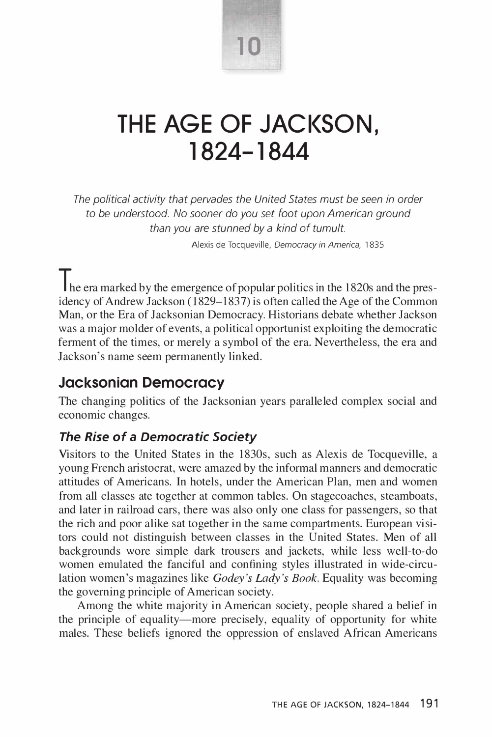10

# THE AGE OF JACKSON, 1824–1844

*The political activity that pervades the United States must be seen in order to be understood. No sooner do you set foot upon American ground than you are stunned by a kind of tumult.*

Alexis de Tocqueville, *Democracy in America,* 1835

The era marked by the emergence of popular politics in the 1820s and the presidency of Andrew Jackson (1829–1837) is often called the Age of the Common Man, or the Era of Jacksonian Democracy. Historians debate whether Jackson was a major molder of events, a political opportunist exploiting the democratic ferment of the times, or merely a symbol of the era. Nevertheless, the era and Jackson's name seem permanently linked.

## Jacksonian Democracy

The changing politics of the Jacksonian years paralleled complex social and economic changes.

### *The Rise of a Democratic Society*

Visitors to the United States in the 1830s, such as Alexis de Tocqueville, a young French aristocrat, were amazed by the informal manners and democratic attitudes of Americans. In hotels, under the American Plan, men and women from all classes ate together at common tables. On stagecoaches, steamboats, and later in railroad cars, there was also only one class for passengers, so that the rich and poor alike sat together in the same compartments. European visitors could not distinguish between classes in the United States. Men of all backgrounds wore simple dark trousers and jackets, while less well-to-do women emulated the fanciful and confining styles illustrated in wide-circulation women's magazines like *Godey's Lady's Book*. Equality was becoming the governing principle of American society.

Among the white majority in American society, people shared a belief in the principle of equality—more precisely, equality of opportunity for white males. These beliefs ignored the oppression of enslaved African Americans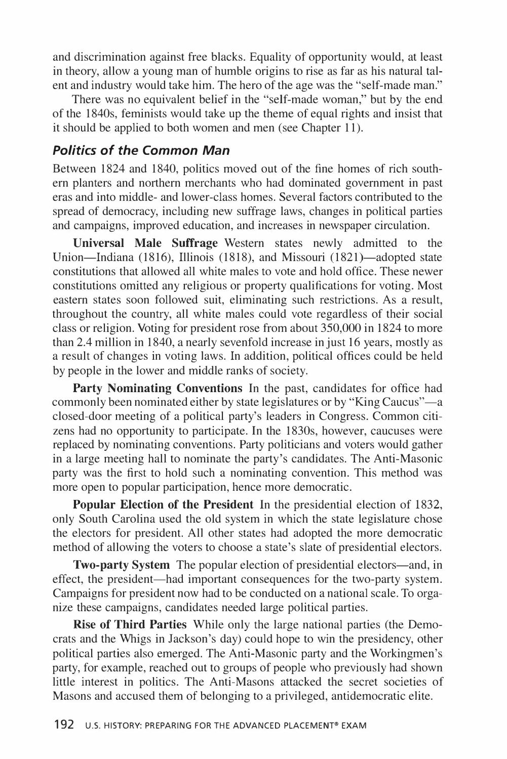and discrimination against free blacks. Equality of opportunity would, at least in theory, allow a young man of humble origins to rise as far as his natural talent and industry would take him. The hero of the age was the "self-made man."

There was no equivalent belief in the "self-made woman," but by the end of the 1840s, feminists would take up the theme of equal rights and insist that it should be applied to both women and men (see Chapter 11).

### *Politics of the Common Man*

Between 1824 and 1840, politics moved out of the fine homes of rich southern planters and northern merchants who had dominated government in past eras and into middle- and lower-class homes. Several factors contributed to the spread of democracy, including new suffrage laws, changes in political parties and campaigns, improved education, and increases in newspaper circulation.

**Universal Male Suffrage** Western states newly admitted to the Union—Indiana (1816), Illinois (1818), and Missouri (1821)—adopted state constitutions that allowed all white males to vote and hold office. These newer constitutions omitted any religious or property qualifications for voting. Most eastern states soon followed suit, eliminating such restrictions. As a result, throughout the country, all white males could vote regardless of their social class or religion. Voting for president rose from about 350,000 in 1824 to more than 2.4 million in 1840, a nearly sevenfold increase in just 16 years, mostly as a result of changes in voting laws. In addition, political offices could be held by people in the lower and middle ranks of society.

**Party Nominating Conventions** In the past, candidates for office had commonly been nominated either by state legislatures or by "King Caucus"—a closed-door meeting of a political party's leaders in Congress. Common citizens had no opportunity to participate. In the 1830s, however, caucuses were replaced by nominating conventions. Party politicians and voters would gather in a large meeting hall to nominate the party's candidates. The Anti-Masonic party was the first to hold such a nominating convention. This method was more open to popular participation, hence more democratic.

**Popular Election of the President** In the presidential election of 1832, only South Carolina used the old system in which the state legislature chose the electors for president. All other states had adopted the more democratic method of allowing the voters to choose a state's slate of presidential electors.

**Two-party System** The popular election of presidential electors—and, in effect, the president—had important consequences for the two-party system. Campaigns for president now had to be conducted on a national scale. To organize these campaigns, candidates needed large political parties.

**Rise of Third Parties** While only the large national parties (the Democrats and the Whigs in Jackson's day) could hope to win the presidency, other political parties also emerged. The Anti-Masonic party and the Workingmen's party, for example, reached out to groups of people who previously had shown little interest in politics. The Anti-Masons attacked the secret societies of Masons and accused them of belonging to a privileged, antidemocratic elite.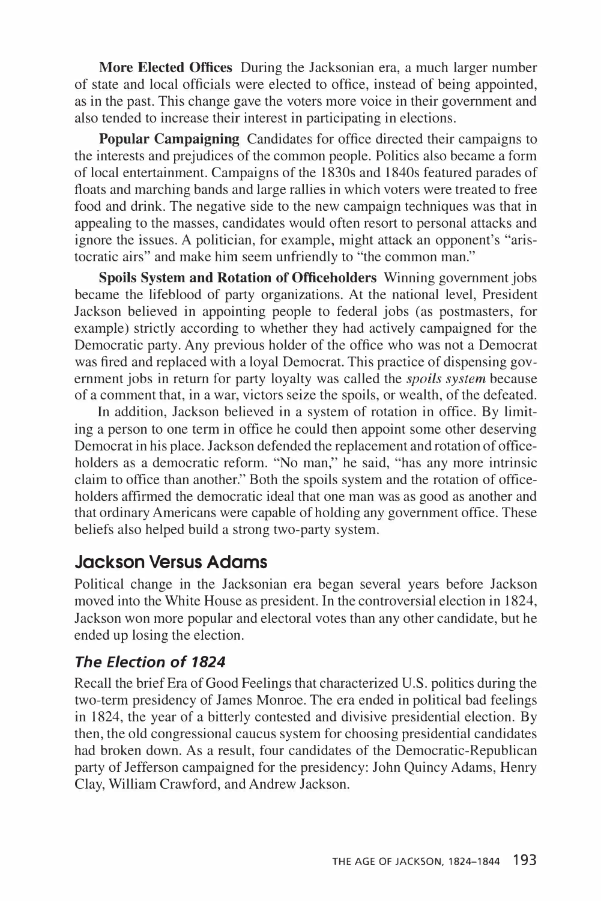**More Elected Offices** During the Jacksonian era, a much larger number of state and local officials were elected to office, instead of being appointed, as in the past. This change gave the voters more voice in their government and also tended to increase their interest in participating in elections.

**Popular Campaigning** Candidates for office directed their campaigns to the interests and prejudices of the common people. Politics also became a form of local entertainment. Campaigns of the 1830s and 1840s featured parades of floats and marching bands and large rallies in which voters were treated to free food and drink. The negative side to the new campaign techniques was that in appealing to the masses, candidates would often resort to personal attacks and ignore the issues. A politician, for example, might attack an opponent's "aristocratic airs" and make him seem unfriendly to "the common man."

**Spoils System and Rotation of Officeholders** Winning government jobs became the lifeblood of party organizations. At the national level, President Jackson believed in appointing people to federal jobs (as postmasters, for example) strictly according to whether they had actively campaigned for the Democratic party. Any previous holder of the office who was not a Democrat was fired and replaced with a loyal Democrat. This practice of dispensing government jobs in return for party loyalty was called the *spoils system* because of a comment that, in a war, victors seize the spoils, or wealth, of the defeated.

In addition, Jackson believed in a system of rotation in office. By limiting a person to one term in office he could then appoint some other deserving Democrat in his place. Jackson defended the replacement and rotation of officeholders as a democratic reform. "No man," he said, "has any more intrinsic claim to office than another." Both the spoils system and the rotation of officeholders affirmed the democratic ideal that one man was as good as another and that ordinary Americans were capable of holding any government office. These beliefs also helped build a strong two-party system.

## Jackson Versus Adams

Political change in the Jacksonian era began several years before Jackson moved into the White House as president. In the controversial election in 1824, Jackson won more popular and electoral votes than any other candidate, but he ended up losing the election.

### *The Election of 1824*

Recall the brief Era of Good Feelings that characterized U.S. politics during the two-term presidency of James Monroe. The era ended in political bad feelings in 1824, the year of a bitterly contested and divisive presidential election. By then, the old congressional caucus system for choosing presidential candidates had broken down. As a result, four candidates of the Democratic-Republican party of Jefferson campaigned for the presidency: John Quincy Adams, Henry Clay, William Crawford, and Andrew Jackson.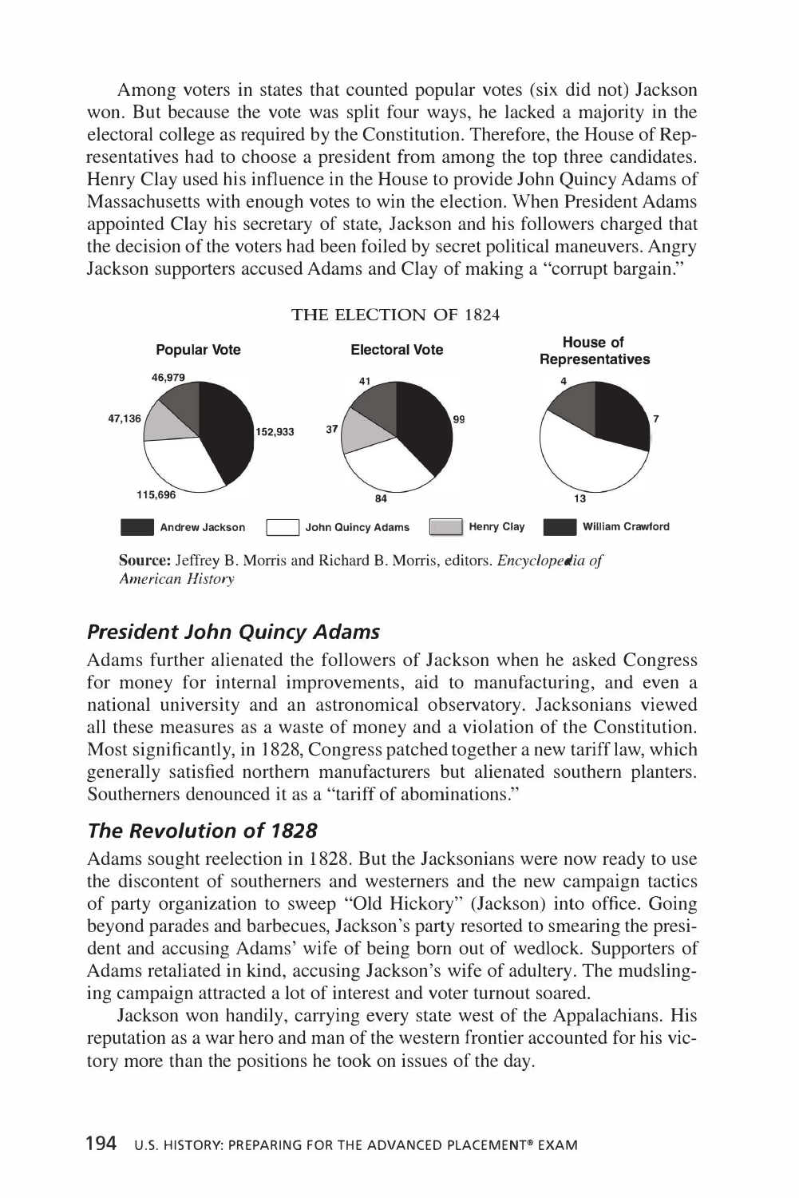Among voters in states that counted popular votes (six did not) Jackson won. But because the vote was split four ways, he lacked a majority in the electoral college as required by the Constitution. Therefore, the House of Representatives had to choose a president from among the top three candidates. Henry Clay used his influence in the House to provide John Quincy Adams of Massachusetts with enough votes to win the election. When President Adams appointed Clay his secretary of state, Jackson and his followers charged that the decision of the voters had been foiled by secret political maneuvers. Angry Jackson supporters accused Adams and Clay of making a "corrupt bargain."

THE ELECTION OF 1824

| | Popular Vote | Electoral Vote | House of Representatives |
|---|---|---|---|
| Andrew Jackson | 152,933 | 99 | 7 |
| John Quincy Adams | 115,696 | 84 | 13 |
| Henry Clay | 47,136 | 37 | |
| William Crawford | 46,979 | 41 | 4 |

**Source:** Jeffrey B. Morris and Richard B. Morris, editors. *Encyclopedia of American History*

### *President John Quincy Adams*

Adams further alienated the followers of Jackson when he asked Congress for money for internal improvements, aid to manufacturing, and even a national university and an astronomical observatory. Jacksonians viewed all these measures as a waste of money and a violation of the Constitution. Most significantly, in 1828, Congress patched together a new tariff law, which generally satisfied northern manufacturers but alienated southern planters. Southerners denounced it as a "tariff of abominations."

### *The Revolution of 1828*

Adams sought reelection in 1828. But the Jacksonians were now ready to use the discontent of southerners and westerners and the new campaign tactics of party organization to sweep "Old Hickory" (Jackson) into office. Going beyond parades and barbecues, Jackson's party resorted to smearing the president and accusing Adams' wife of being born out of wedlock. Supporters of Adams retaliated in kind, accusing Jackson's wife of adultery. The mudslinging campaign attracted a lot of interest and voter turnout soared.

Jackson won handily, carrying every state west of the Appalachians. His reputation as a war hero and man of the western frontier accounted for his victory more than the positions he took on issues of the day.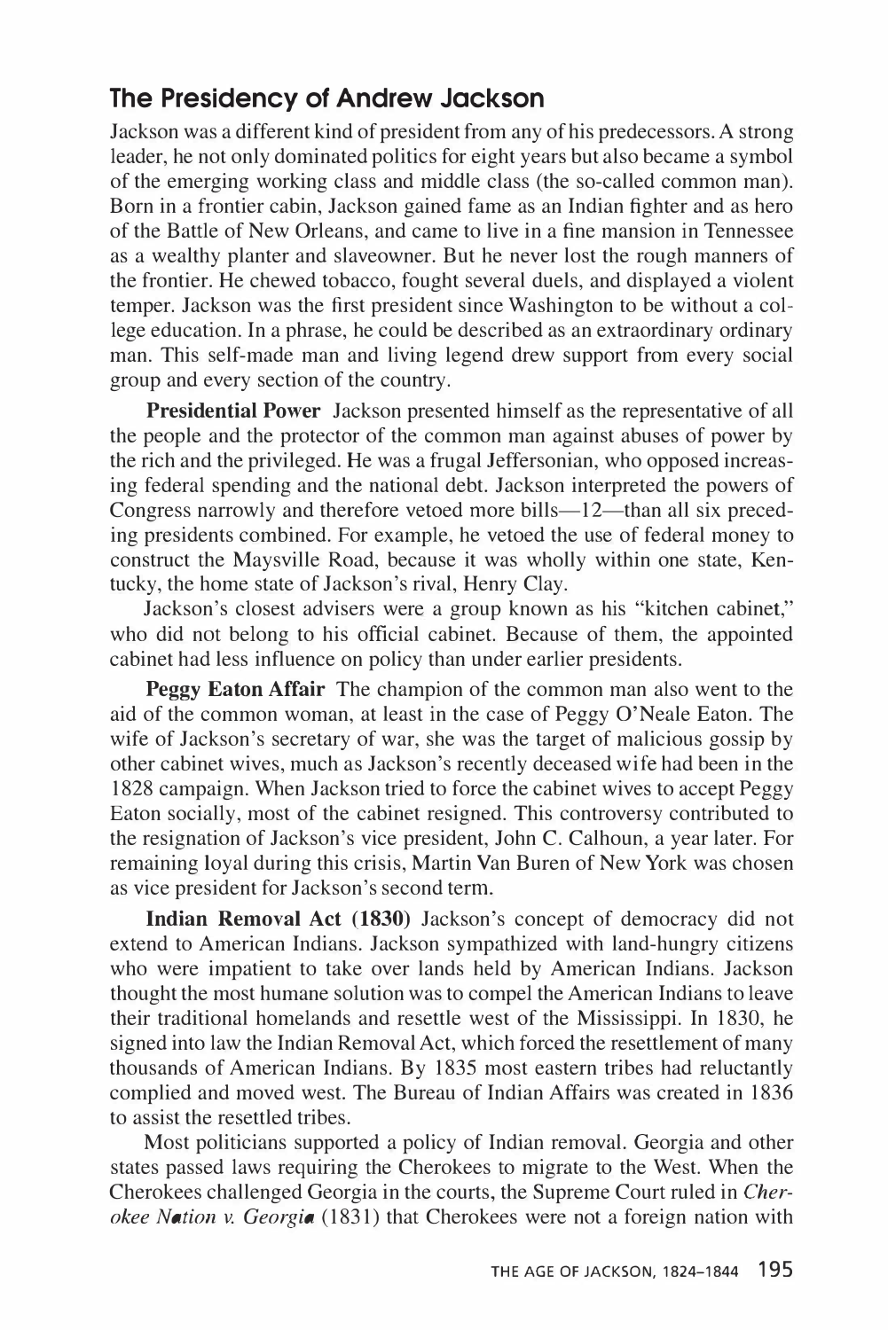## The Presidency of Andrew Jackson

Jackson was a different kind of president from any of his predecessors. A strong leader, he not only dominated politics for eight years but also became a symbol of the emerging working class and middle class (the so-called common man). Born in a frontier cabin, Jackson gained fame as an Indian fighter and as hero of the Battle of New Orleans, and came to live in a fine mansion in Tennessee as a wealthy planter and slaveowner. But he never lost the rough manners of the frontier. He chewed tobacco, fought several duels, and displayed a violent temper. Jackson was the first president since Washington to be without a college education. In a phrase, he could be described as an extraordinary ordinary man. This self-made man and living legend drew support from every social group and every section of the country.

**Presidential Power** Jackson presented himself as the representative of all the people and the protector of the common man against abuses of power by the rich and the privileged. He was a frugal Jeffersonian, who opposed increasing federal spending and the national debt. Jackson interpreted the powers of Congress narrowly and therefore vetoed more bills—12—than all six preceding presidents combined. For example, he vetoed the use of federal money to construct the Maysville Road, because it was wholly within one state, Kentucky, the home state of Jackson's rival, Henry Clay.

Jackson's closest advisers were a group known as his "kitchen cabinet," who did not belong to his official cabinet. Because of them, the appointed cabinet had less influence on policy than under earlier presidents.

**Peggy Eaton Affair** The champion of the common man also went to the aid of the common woman, at least in the case of Peggy O'Neale Eaton. The wife of Jackson's secretary of war, she was the target of malicious gossip by other cabinet wives, much as Jackson's recently deceased wife had been in the 1828 campaign. When Jackson tried to force the cabinet wives to accept Peggy Eaton socially, most of the cabinet resigned. This controversy contributed to the resignation of Jackson's vice president, John C. Calhoun, a year later. For remaining loyal during this crisis, Martin Van Buren of New York was chosen as vice president for Jackson's second term.

**Indian Removal Act (1830)** Jackson's concept of democracy did not extend to American Indians. Jackson sympathized with land-hungry citizens who were impatient to take over lands held by American Indians. Jackson thought the most humane solution was to compel the American Indians to leave their traditional homelands and resettle west of the Mississippi. In 1830, he signed into law the Indian Removal Act, which forced the resettlement of many thousands of American Indians. By 1835 most eastern tribes had reluctantly complied and moved west. The Bureau of Indian Affairs was created in 1836 to assist the resettled tribes.

Most politicians supported a policy of Indian removal. Georgia and other states passed laws requiring the Cherokees to migrate to the West. When the Cherokees challenged Georgia in the courts, the Supreme Court ruled in *Cherokee Nation v. Georgia* (1831) that Cherokees were not a foreign nation with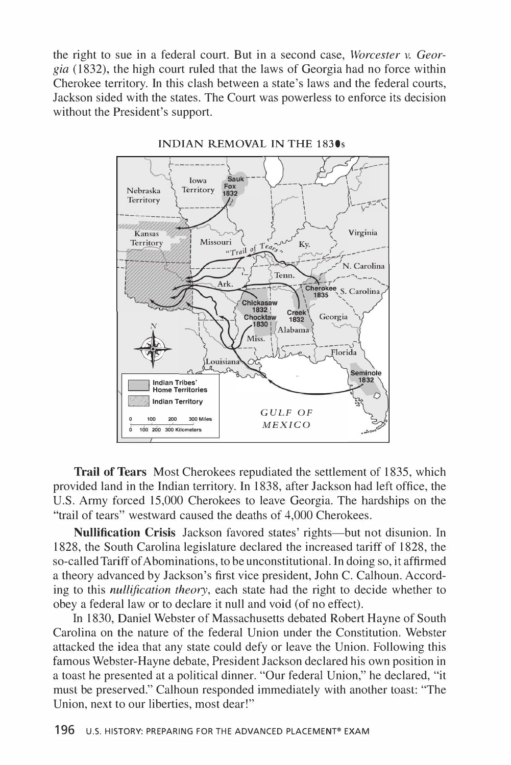the right to sue in a federal court. But in a second case, *Worcester v. Georgia* (1832), the high court ruled that the laws of Georgia had no force within Cherokee territory. In this clash between a state's laws and the federal courts, Jackson sided with the states. The Court was powerless to enforce its decision without the President's support.

INDIAN REMOVAL IN THE 1830s

**Trail of Tears** Most Cherokees repudiated the settlement of 1835, which provided land in the Indian territory. In 1838, after Jackson had left office, the U.S. Army forced 15,000 Cherokees to leave Georgia. The hardships on the "trail of tears" westward caused the deaths of 4,000 Cherokees.

**Nullification Crisis** Jackson favored states' rights—but not disunion. In 1828, the South Carolina legislature declared the increased tariff of 1828, the so-called Tariff of Abominations, to be unconstitutional. In doing so, it affirmed a theory advanced by Jackson's first vice president, John C. Calhoun. According to this *nullification theory*, each state had the right to decide whether to obey a federal law or to declare it null and void (of no effect).

In 1830, Daniel Webster of Massachusetts debated Robert Hayne of South Carolina on the nature of the federal Union under the Constitution. Webster attacked the idea that any state could defy or leave the Union. Following this famous Webster-Hayne debate, President Jackson declared his own position in a toast he presented at a political dinner. "Our federal Union," he declared, "it must be preserved." Calhoun responded immediately with another toast: "The Union, next to our liberties, most dear!"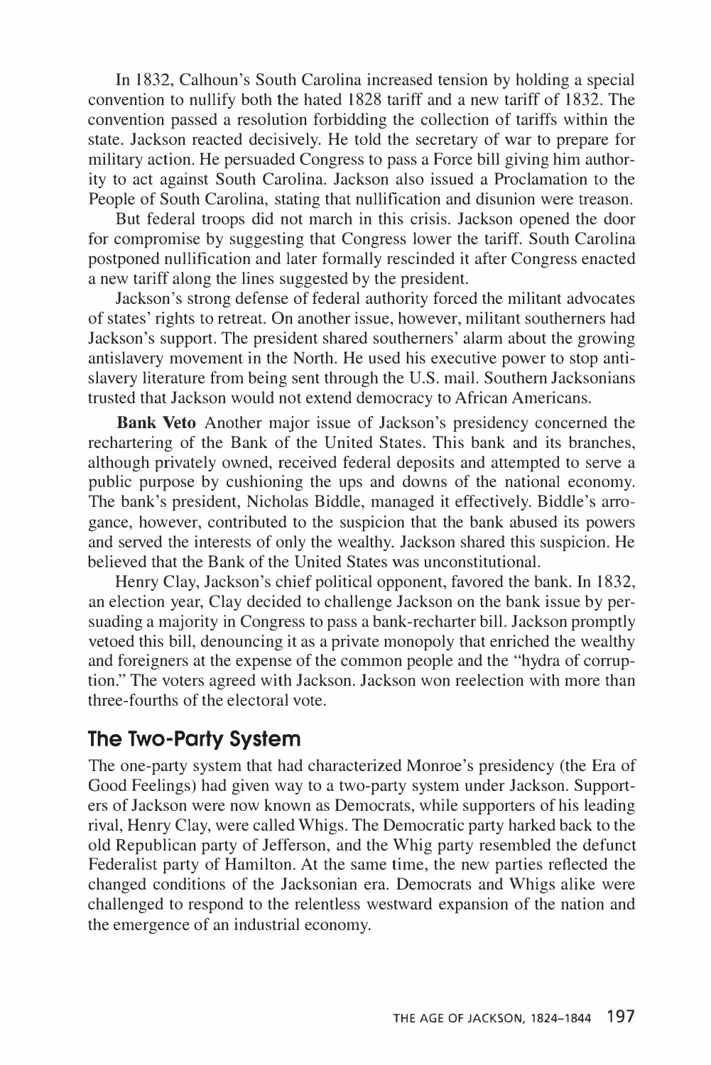In 1832, Calhoun's South Carolina increased tension by holding a special convention to nullify both the hated 1828 tariff and a new tariff of 1832. The convention passed a resolution forbidding the collection of tariffs within the state. Jackson reacted decisively. He told the secretary of war to prepare for military action. He persuaded Congress to pass a Force bill giving him authority to act against South Carolina. Jackson also issued a Proclamation to the People of South Carolina, stating that nullification and disunion were treason.

But federal troops did not march in this crisis. Jackson opened the door for compromise by suggesting that Congress lower the tariff. South Carolina postponed nullification and later formally rescinded it after Congress enacted a new tariff along the lines suggested by the president.

Jackson's strong defense of federal authority forced the militant advocates of states' rights to retreat. On another issue, however, militant southerners had Jackson's support. The president shared southerners' alarm about the growing antislavery movement in the North. He used his executive power to stop antislavery literature from being sent through the U.S. mail. Southern Jacksonians trusted that Jackson would not extend democracy to African Americans.

**Bank Veto** Another major issue of Jackson's presidency concerned the rechartering of the Bank of the United States. This bank and its branches, although privately owned, received federal deposits and attempted to serve a public purpose by cushioning the ups and downs of the national economy. The bank's president, Nicholas Biddle, managed it effectively. Biddle's arrogance, however, contributed to the suspicion that the bank abused its powers and served the interests of only the wealthy. Jackson shared this suspicion. He believed that the Bank of the United States was unconstitutional.

Henry Clay, Jackson's chief political opponent, favored the bank. In 1832, an election year, Clay decided to challenge Jackson on the bank issue by persuading a majority in Congress to pass a bank-recharter bill. Jackson promptly vetoed this bill, denouncing it as a private monopoly that enriched the wealthy and foreigners at the expense of the common people and the "hydra of corruption." The voters agreed with Jackson. Jackson won reelection with more than three-fourths of the electoral vote.

## The Two-Party System

The one-party system that had characterized Monroe's presidency (the Era of Good Feelings) had given way to a two-party system under Jackson. Supporters of Jackson were now known as Democrats, while supporters of his leading rival, Henry Clay, were called Whigs. The Democratic party harked back to the old Republican party of Jefferson, and the Whig party resembled the defunct Federalist party of Hamilton. At the same time, the new parties reflected the changed conditions of the Jacksonian era. Democrats and Whigs alike were challenged to respond to the relentless westward expansion of the nation and the emergence of an industrial economy.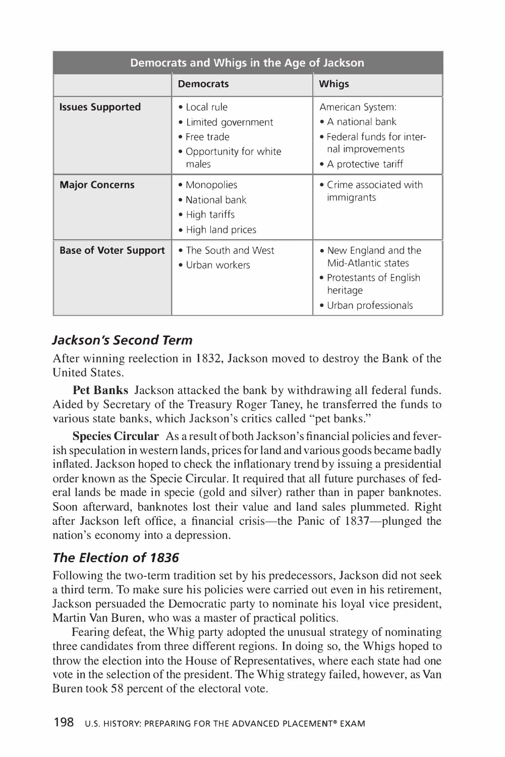| Democrats and Whigs in the Age of Jackson | | |
|---|---|---|
| | **Democrats** | **Whigs** |
| **Issues Supported** | • Local rule<br>• Limited government<br>• Free trade<br>• Opportunity for white males | American System:<br>• A national bank<br>• Federal funds for internal improvements<br>• A protective tariff |
| **Major Concerns** | • Monopolies<br>• National bank<br>• High tariffs<br>• High land prices | • Crime associated with immigrants |
| **Base of Voter Support** | • The South and West<br>• Urban workers | • New England and the Mid-Atlantic states<br>• Protestants of English heritage<br>• Urban professionals |

### *Jackson's Second Term*

After winning reelection in 1832, Jackson moved to destroy the Bank of the United States.

**Pet Banks** Jackson attacked the bank by withdrawing all federal funds. Aided by Secretary of the Treasury Roger Taney, he transferred the funds to various state banks, which Jackson's critics called "pet banks."

**Species Circular** As a result of both Jackson's financial policies and feverish speculation in western lands, prices for land and various goods became badly inflated. Jackson hoped to check the inflationary trend by issuing a presidential order known as the Specie Circular. It required that all future purchases of federal lands be made in specie (gold and silver) rather than in paper banknotes. Soon afterward, banknotes lost their value and land sales plummeted. Right after Jackson left office, a financial crisis—the Panic of 1837—plunged the nation's economy into a depression.

### *The Election of 1836*

Following the two-term tradition set by his predecessors, Jackson did not seek a third term. To make sure his policies were carried out even in his retirement, Jackson persuaded the Democratic party to nominate his loyal vice president, Martin Van Buren, who was a master of practical politics.

Fearing defeat, the Whig party adopted the unusual strategy of nominating three candidates from three different regions. In doing so, the Whigs hoped to throw the election into the House of Representatives, where each state had one vote in the selection of the president. The Whig strategy failed, however, as Van Buren took 58 percent of the electoral vote.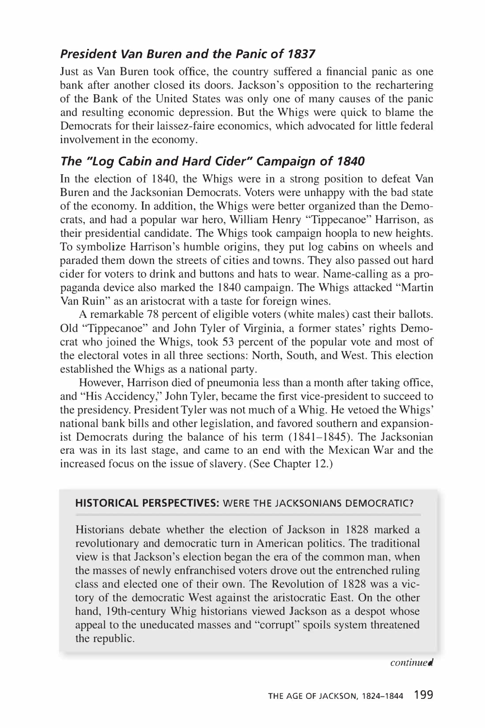### *President Van Buren and the Panic of 1837*

Just as Van Buren took office, the country suffered a financial panic as one bank after another closed its doors. Jackson's opposition to the rechartering of the Bank of the United States was only one of many causes of the panic and resulting economic depression. But the Whigs were quick to blame the Democrats for their laissez-faire economics, which advocated for little federal involvement in the economy.

### *The "Log Cabin and Hard Cider" Campaign of 1840*

In the election of 1840, the Whigs were in a strong position to defeat Van Buren and the Jacksonian Democrats. Voters were unhappy with the bad state of the economy. In addition, the Whigs were better organized than the Democrats, and had a popular war hero, William Henry "Tippecanoe" Harrison, as their presidential candidate. The Whigs took campaign hoopla to new heights. To symbolize Harrison's humble origins, they put log cabins on wheels and paraded them down the streets of cities and towns. They also passed out hard cider for voters to drink and buttons and hats to wear. Name-calling as a propaganda device also marked the 1840 campaign. The Whigs attacked "Martin Van Ruin" as an aristocrat with a taste for foreign wines.

A remarkable 78 percent of eligible voters (white males) cast their ballots. Old "Tippecanoe" and John Tyler of Virginia, a former states' rights Democrat who joined the Whigs, took 53 percent of the popular vote and most of the electoral votes in all three sections: North, South, and West. This election established the Whigs as a national party.

However, Harrison died of pneumonia less than a month after taking office, and "His Accidency," John Tyler, became the first vice-president to succeed to the presidency. President Tyler was not much of a Whig. He vetoed the Whigs' national bank bills and other legislation, and favored southern and expansionist Democrats during the balance of his term (1841–1845). The Jacksonian era was in its last stage, and came to an end with the Mexican War and the increased focus on the issue of slavery. (See Chapter 12.)

**HISTORICAL PERSPECTIVES:** WERE THE JACKSONIANS DEMOCRATIC?

Historians debate whether the election of Jackson in 1828 marked a revolutionary and democratic turn in American politics. The traditional view is that Jackson's election began the era of the common man, when the masses of newly enfranchised voters drove out the entrenched ruling class and elected one of their own. The Revolution of 1828 was a victory of the democratic West against the aristocratic East. On the other hand, 19th-century Whig historians viewed Jackson as a despot whose appeal to the uneducated masses and "corrupt" spoils system threatened the republic.

*continued*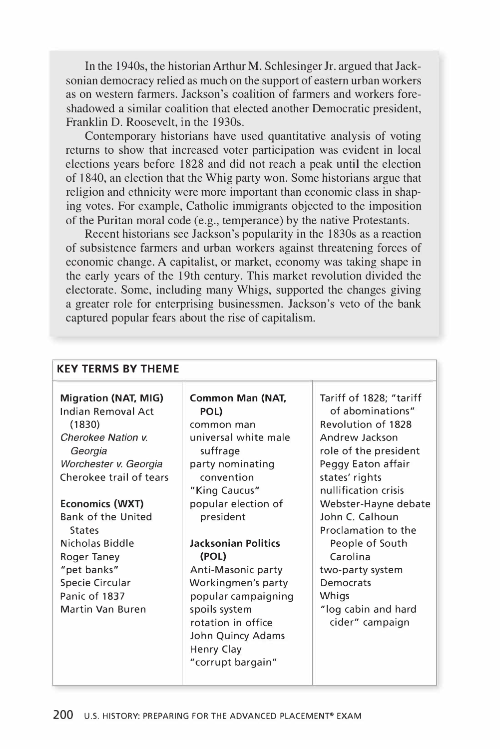In the 1940s, the historian Arthur M. Schlesinger Jr. argued that Jacksonian democracy relied as much on the support of eastern urban workers as on western farmers. Jackson's coalition of farmers and workers foreshadowed a similar coalition that elected another Democratic president, Franklin D. Roosevelt, in the 1930s.

Contemporary historians have used quantitative analysis of voting returns to show that increased voter participation was evident in local elections years before 1828 and did not reach a peak until the election of 1840, an election that the Whig party won. Some historians argue that religion and ethnicity were more important than economic class in shaping votes. For example, Catholic immigrants objected to the imposition of the Puritan moral code (e.g., temperance) by the native Protestants.

Recent historians see Jackson's popularity in the 1830s as a reaction of subsistence farmers and urban workers against threatening forces of economic change. A capitalist, or market, economy was taking shape in the early years of the 19th century. This market revolution divided the electorate. Some, including many Whigs, supported the changes giving a greater role for enterprising businessmen. Jackson's veto of the bank captured popular fears about the rise of capitalism.

## KEY TERMS BY THEME

**Migration (NAT, MIG)**
- Indian Removal Act (1830)
- *Cherokee Nation v. Georgia*
- *Worchester v. Georgia*
- Cherokee trail of tears

**Economics (WXT)**
- Bank of the United States
- Nicholas Biddle
- Roger Taney
- "pet banks"
- Specie Circular
- Panic of 1837
- Martin Van Buren

**Common Man (NAT, POL)**
- common man
- universal white male suffrage
- party nominating convention
- "King Caucus"
- popular election of president

**Jacksonian Politics (POL)**
- Anti-Masonic party
- Workingmen's party
- popular campaigning
- spoils system
- rotation in office
- John Quincy Adams
- Henry Clay
- "corrupt bargain"
- Tariff of 1828; "tariff of abominations"
- Revolution of 1828
- Andrew Jackson
- role of the president
- Peggy Eaton affair
- states' rights
- nullification crisis
- Webster-Hayne debate
- John C. Calhoun
- Proclamation to the People of South Carolina
- two-party system
- Democrats
- Whigs
- "log cabin and hard cider" campaign